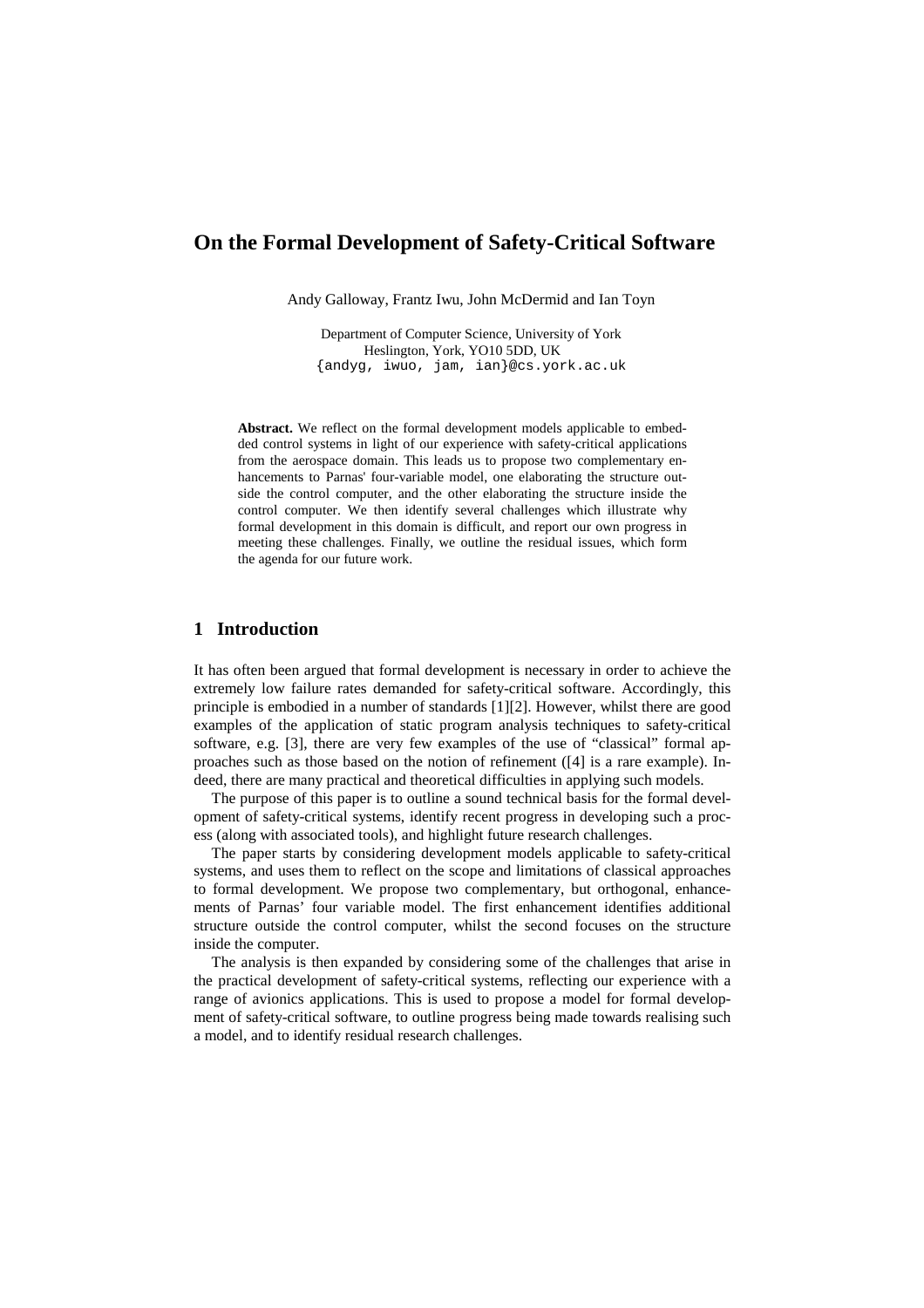# On the Formal Development of Safety-Critical Software

Andy Galloway, Frantz Iwu, John McDermid and Ian Toyn

Department of Computer Science, University of York
Heslington, York, YO10 5DD, UK
{andyg, iwuo, jam, ian}@cs.york.ac.uk

**Abstract.** We reflect on the formal development models applicable to embedded control systems in light of our experience with safety-critical applications from the aerospace domain. This leads us to propose two complementary enhancements to Parnas' four-variable model, one elaborating the structure outside the control computer, and the other elaborating the structure inside the control computer. We then identify several challenges which illustrate why formal development in this domain is difficult, and report our own progress in meeting these challenges. Finally, we outline the residual issues, which form the agenda for our future work.

## 1 Introduction

It has often been argued that formal development is necessary in order to achieve the extremely low failure rates demanded for safety-critical software. Accordingly, this principle is embodied in a number of standards [1][2]. However, whilst there are good examples of the application of static program analysis techniques to safety-critical software, e.g. [3], there are very few examples of the use of "classical" formal approaches such as those based on the notion of refinement ([4] is a rare example). Indeed, there are many practical and theoretical difficulties in applying such models.

The purpose of this paper is to outline a sound technical basis for the formal development of safety-critical systems, identify recent progress in developing such a process (along with associated tools), and highlight future research challenges.

The paper starts by considering development models applicable to safety-critical systems, and uses them to reflect on the scope and limitations of classical approaches to formal development. We propose two complementary, but orthogonal, enhancements of Parnas' four variable model. The first enhancement identifies additional structure outside the control computer, whilst the second focuses on the structure inside the computer.

The analysis is then expanded by considering some of the challenges that arise in the practical development of safety-critical systems, reflecting our experience with a range of avionics applications. This is used to propose a model for formal development of safety-critical software, to outline progress being made towards realising such a model, and to identify residual research challenges.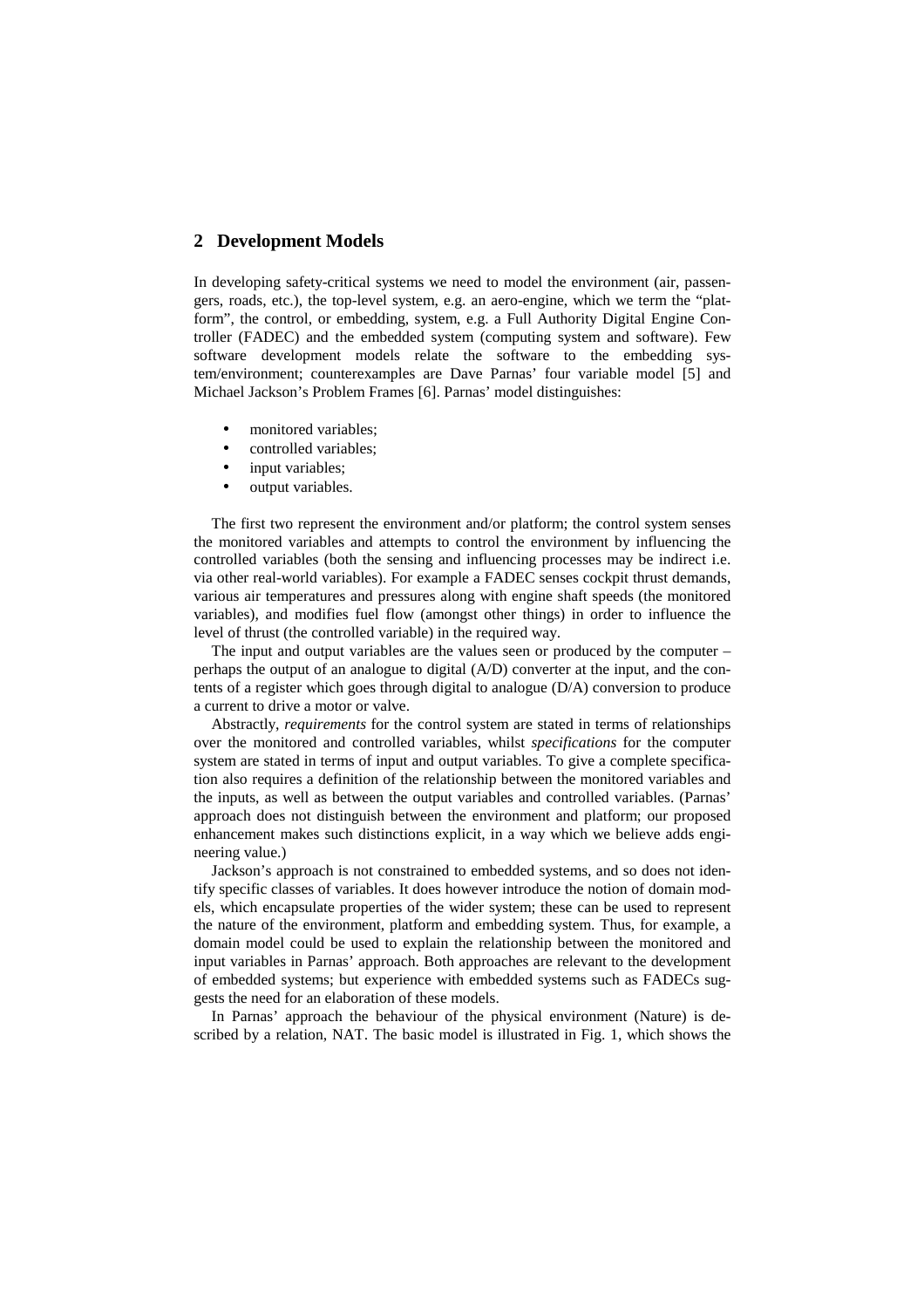## 2 Development Models

In developing safety-critical systems we need to model the environment (air, passengers, roads, etc.), the top-level system, e.g. an aero-engine, which we term the "platform", the control, or embedding, system, e.g. a Full Authority Digital Engine Controller (FADEC) and the embedded system (computing system and software). Few software development models relate the software to the embedding system/environment; counterexamples are Dave Parnas' four variable model [5] and Michael Jackson's Problem Frames [6]. Parnas' model distinguishes:

- monitored variables;
- controlled variables;
- input variables;
- output variables.

The first two represent the environment and/or platform; the control system senses the monitored variables and attempts to control the environment by influencing the controlled variables (both the sensing and influencing processes may be indirect i.e. via other real-world variables). For example a FADEC senses cockpit thrust demands, various air temperatures and pressures along with engine shaft speeds (the monitored variables), and modifies fuel flow (amongst other things) in order to influence the level of thrust (the controlled variable) in the required way.

The input and output variables are the values seen or produced by the computer – perhaps the output of an analogue to digital (A/D) converter at the input, and the contents of a register which goes through digital to analogue (D/A) conversion to produce a current to drive a motor or valve.

Abstractly, *requirements* for the control system are stated in terms of relationships over the monitored and controlled variables, whilst *specifications* for the computer system are stated in terms of input and output variables. To give a complete specification also requires a definition of the relationship between the monitored variables and the inputs, as well as between the output variables and controlled variables. (Parnas' approach does not distinguish between the environment and platform; our proposed enhancement makes such distinctions explicit, in a way which we believe adds engineering value.)

Jackson's approach is not constrained to embedded systems, and so does not identify specific classes of variables. It does however introduce the notion of domain models, which encapsulate properties of the wider system; these can be used to represent the nature of the environment, platform and embedding system. Thus, for example, a domain model could be used to explain the relationship between the monitored and input variables in Parnas' approach. Both approaches are relevant to the development of embedded systems; but experience with embedded systems such as FADECs suggests the need for an elaboration of these models.

In Parnas' approach the behaviour of the physical environment (Nature) is described by a relation, NAT. The basic model is illustrated in Fig. 1, which shows the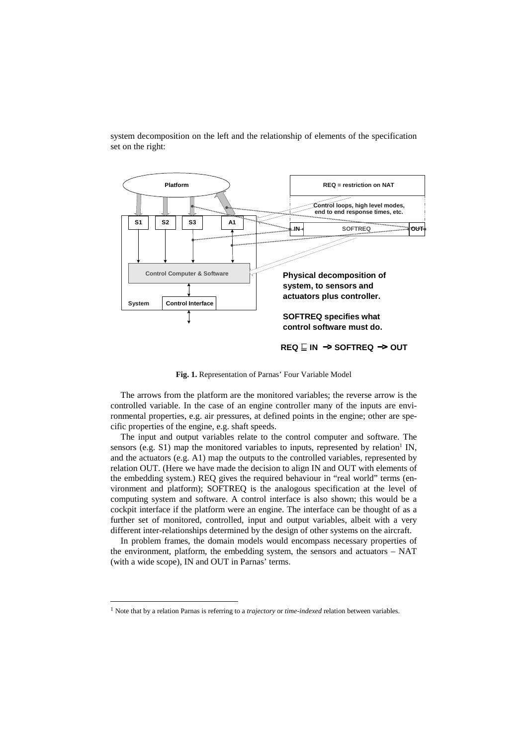system decomposition on the left and the relationship of elements of the specification set on the right:

Platform

REQ = restriction on NAT

Control loops, high level modes, end to end response times, etc.

S1 S2 S3 A1

IN SOFTREQ OUT

Control Computer & Software

System Control Interface

**Physical decomposition of system, to sensors and actuators plus controller.**

**SOFTREQ specifies what control software must do.**

**REQ $\sqsubseteq$ IN $\rightarrow$ SOFTREQ $\rightarrow$ OUT**

**Fig. 1.** Representation of Parnas' Four Variable Model

The arrows from the platform are the monitored variables; the reverse arrow is the controlled variable. In the case of an engine controller many of the inputs are environmental properties, e.g. air pressures, at defined points in the engine; other are specific properties of the engine, e.g. shaft speeds.

The input and output variables relate to the control computer and software. The sensors (e.g. S1) map the monitored variables to inputs, represented by relation[1] IN, and the actuators (e.g. A1) map the outputs to the controlled variables, represented by relation OUT. (Here we have made the decision to align IN and OUT with elements of the embedding system.) REQ gives the required behaviour in "real world" terms (environment and platform); SOFTREQ is the analogous specification at the level of computing system and software. A control interface is also shown; this would be a cockpit interface if the platform were an engine. The interface can be thought of as a further set of monitored, controlled, input and output variables, albeit with a very different inter-relationships determined by the design of other systems on the aircraft.

In problem frames, the domain models would encompass necessary properties of the environment, platform, the embedding system, the sensors and actuators – NAT (with a wide scope), IN and OUT in Parnas' terms.

[1] Note that by a relation Parnas is referring to a *trajectory* or *time-indexed* relation between variables.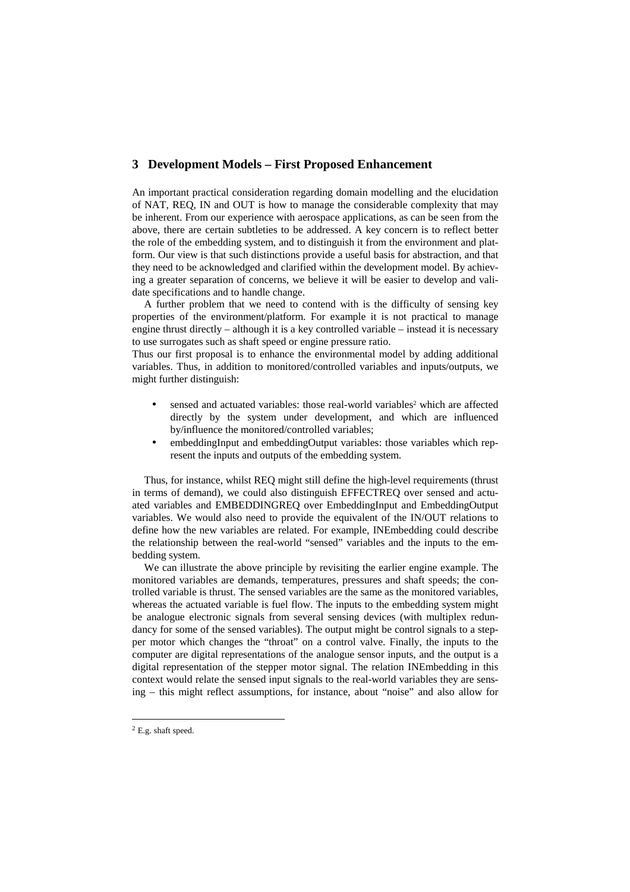## 3 Development Models – First Proposed Enhancement

An important practical consideration regarding domain modelling and the elucidation of NAT, REQ, IN and OUT is how to manage the considerable complexity that may be inherent. From our experience with aerospace applications, as can be seen from the above, there are certain subtleties to be addressed. A key concern is to reflect better the role of the embedding system, and to distinguish it from the environment and platform. Our view is that such distinctions provide a useful basis for abstraction, and that they need to be acknowledged and clarified within the development model. By achieving a greater separation of concerns, we believe it will be easier to develop and validate specifications and to handle change.

A further problem that we need to contend with is the difficulty of sensing key properties of the environment/platform. For example it is not practical to manage engine thrust directly – although it is a key controlled variable – instead it is necessary to use surrogates such as shaft speed or engine pressure ratio.

Thus our first proposal is to enhance the environmental model by adding additional variables. Thus, in addition to monitored/controlled variables and inputs/outputs, we might further distinguish:

- sensed and actuated variables: those real-world variables[2] which are affected directly by the system under development, and which are influenced by/influence the monitored/controlled variables;
- embeddingInput and embeddingOutput variables: those variables which represent the inputs and outputs of the embedding system.

Thus, for instance, whilst REQ might still define the high-level requirements (thrust in terms of demand), we could also distinguish EFFECTREQ over sensed and actuated variables and EMBEDDINGREQ over EmbeddingInput and EmbeddingOutput variables. We would also need to provide the equivalent of the IN/OUT relations to define how the new variables are related. For example, INEmbedding could describe the relationship between the real-world "sensed" variables and the inputs to the embedding system.

We can illustrate the above principle by revisiting the earlier engine example. The monitored variables are demands, temperatures, pressures and shaft speeds; the controlled variable is thrust. The sensed variables are the same as the monitored variables, whereas the actuated variable is fuel flow. The inputs to the embedding system might be analogue electronic signals from several sensing devices (with multiplex redundancy for some of the sensed variables). The output might be control signals to a stepper motor which changes the "throat" on a control valve. Finally, the inputs to the computer are digital representations of the analogue sensor inputs, and the output is a digital representation of the stepper motor signal. The relation INEmbedding in this context would relate the sensed input signals to the real-world variables they are sensing – this might reflect assumptions, for instance, about "noise" and also allow for

[2] E.g. shaft speed.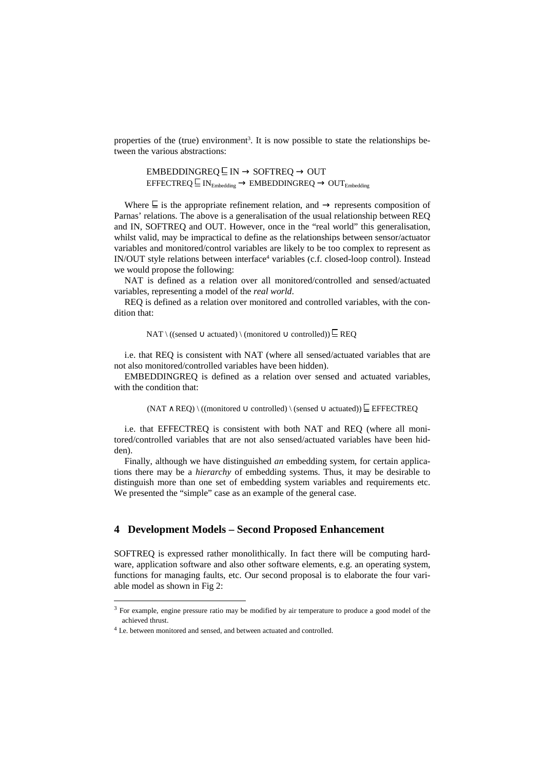properties of the (true) environment[3]. It is now possible to state the relationships between the various abstractions:

$$\text{EMBEDDINGREQ} \sqsubseteq \text{IN} \rightarrow \text{SOFTREQ} \rightarrow \text{OUT}$$
$$\text{EFFECTREQ} \sqsubseteq \text{IN}_{\text{Embedding}} \rightarrow \text{EMBEDDINGREQ} \rightarrow \text{OUT}_{\text{Embedding}}$$

Where $\sqsubseteq$ is the appropriate refinement relation, and $\rightarrow$ represents composition of Parnas' relations. The above is a generalisation of the usual relationship between REQ and IN, SOFTREQ and OUT. However, once in the "real world" this generalisation, whilst valid, may be impractical to define as the relationships between sensor/actuator variables and monitored/control variables are likely to be too complex to represent as IN/OUT style relations between interface[4] variables (c.f. closed-loop control). Instead we would propose the following:

NAT is defined as a relation over all monitored/controlled and sensed/actuated variables, representing a model of the *real world*.

REQ is defined as a relation over monitored and controlled variables, with the condition that:

$$\text{NAT} \setminus ((\text{sensed} \cup \text{actuated}) \setminus (\text{monitored} \cup \text{controlled})) \sqsubseteq \text{REQ}$$

i.e. that REQ is consistent with NAT (where all sensed/actuated variables that are not also monitored/controlled variables have been hidden).

EMBEDDINGREQ is defined as a relation over sensed and actuated variables, with the condition that:

$$(\text{NAT} \wedge \text{REQ}) \setminus ((\text{monitored} \cup \text{controlled}) \setminus (\text{sensed} \cup \text{actuated})) \sqsubseteq \text{EFFECTREQ}$$

i.e. that EFFECTREQ is consistent with both NAT and REQ (where all monitored/controlled variables that are not also sensed/actuated variables have been hidden).

Finally, although we have distinguished *an* embedding system, for certain applications there may be a *hierarchy* of embedding systems. Thus, it may be desirable to distinguish more than one set of embedding system variables and requirements etc. We presented the "simple" case as an example of the general case.

## 4 Development Models – Second Proposed Enhancement

SOFTREQ is expressed rather monolithically. In fact there will be computing hardware, application software and also other software elements, e.g. an operating system, functions for managing faults, etc. Our second proposal is to elaborate the four variable model as shown in Fig 2:

[3] For example, engine pressure ratio may be modified by air temperature to produce a good model of the achieved thrust.

[4] I.e. between monitored and sensed, and between actuated and controlled.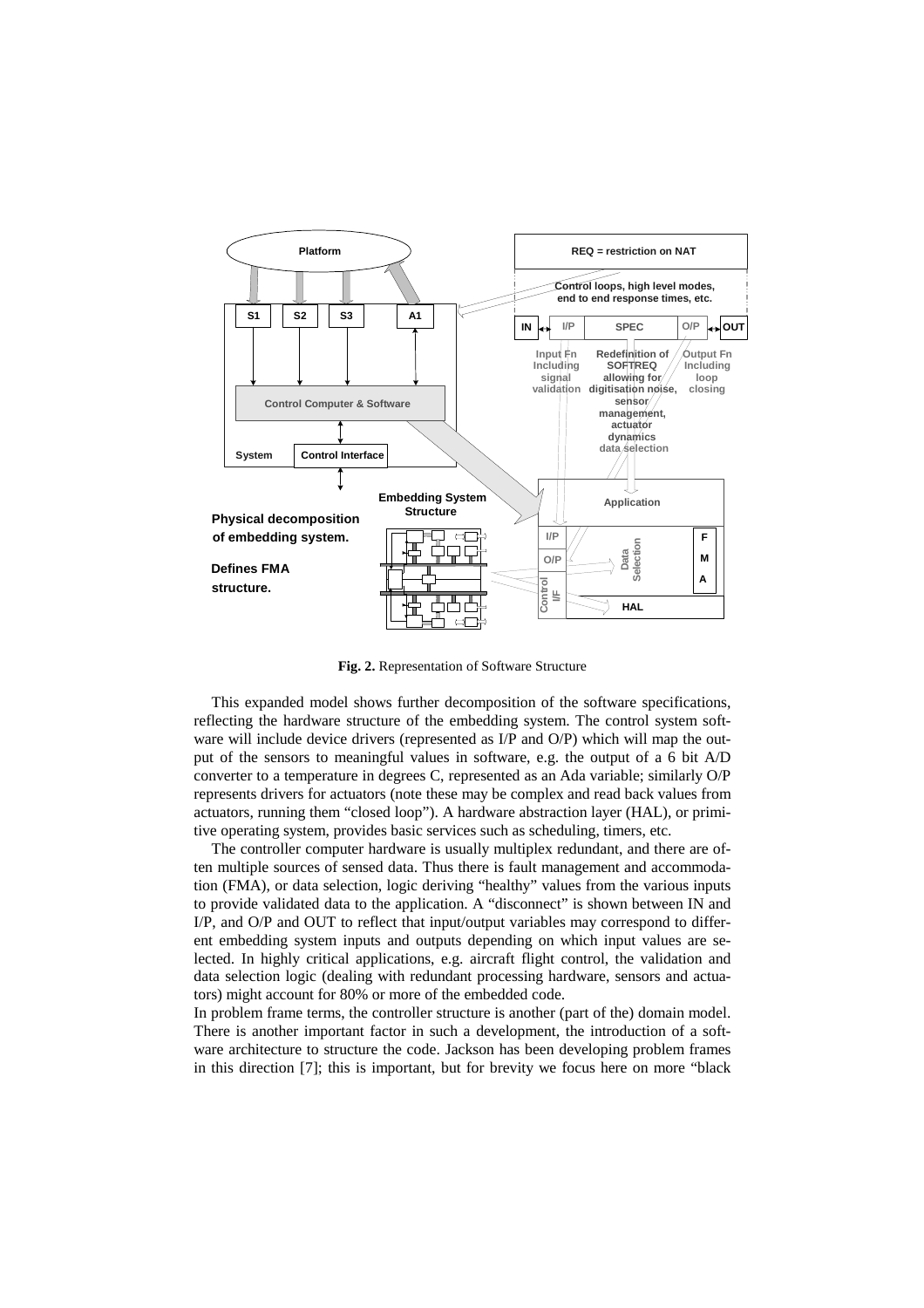**Fig. 2.** Representation of Software Structure

This expanded model shows further decomposition of the software specifications, reflecting the hardware structure of the embedding system. The control system software will include device drivers (represented as I/P and O/P) which will map the output of the sensors to meaningful values in software, e.g. the output of a 6 bit A/D converter to a temperature in degrees C, represented as an Ada variable; similarly O/P represents drivers for actuators (note these may be complex and read back values from actuators, running them "closed loop"). A hardware abstraction layer (HAL), or primitive operating system, provides basic services such as scheduling, timers, etc.

The controller computer hardware is usually multiplex redundant, and there are often multiple sources of sensed data. Thus there is fault management and accommodation (FMA), or data selection, logic deriving "healthy" values from the various inputs to provide validated data to the application. A "disconnect" is shown between IN and I/P, and O/P and OUT to reflect that input/output variables may correspond to different embedding system inputs and outputs depending on which input values are selected. In highly critical applications, e.g. aircraft flight control, the validation and data selection logic (dealing with redundant processing hardware, sensors and actuators) might account for 80% or more of the embedded code.

In problem frame terms, the controller structure is another (part of the) domain model. There is another important factor in such a development, the introduction of a software architecture to structure the code. Jackson has been developing problem frames in this direction [7]; this is important, but for brevity we focus here on more "black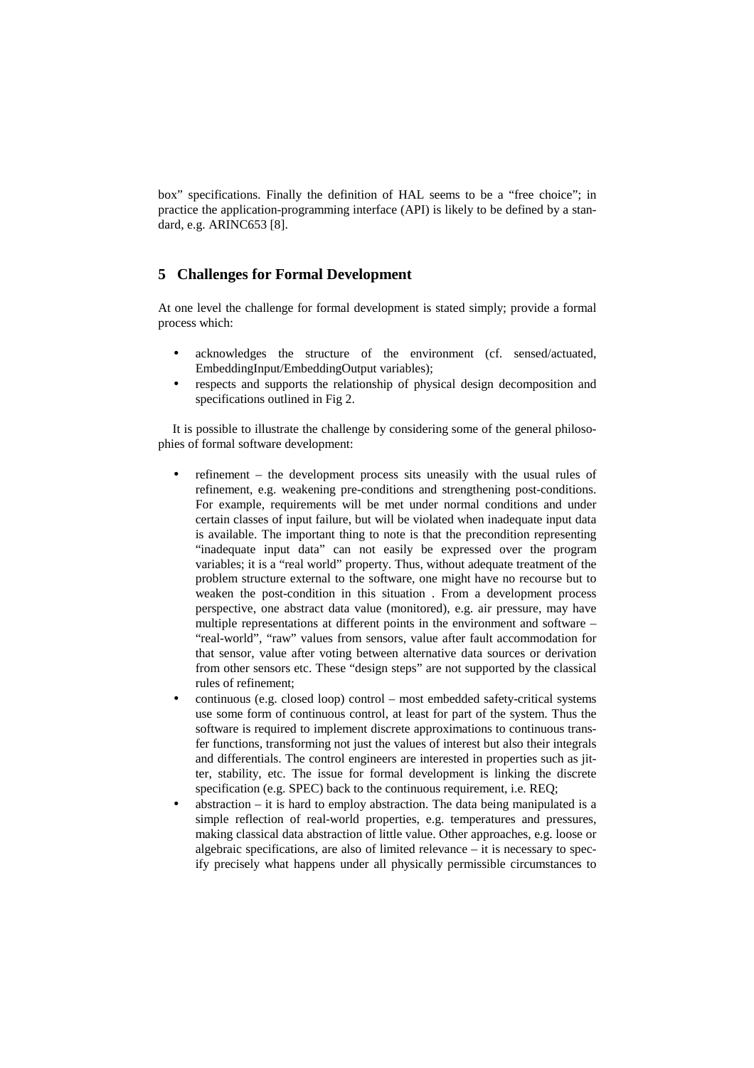box" specifications. Finally the definition of HAL seems to be a "free choice"; in practice the application-programming interface (API) is likely to be defined by a standard, e.g. ARINC653 [8].

## 5 Challenges for Formal Development

At one level the challenge for formal development is stated simply; provide a formal process which:

- acknowledges the structure of the environment (cf. sensed/actuated, EmbeddingInput/EmbeddingOutput variables);
- respects and supports the relationship of physical design decomposition and specifications outlined in Fig 2.

It is possible to illustrate the challenge by considering some of the general philosophies of formal software development:

- refinement – the development process sits uneasily with the usual rules of refinement, e.g. weakening pre-conditions and strengthening post-conditions. For example, requirements will be met under normal conditions and under certain classes of input failure, but will be violated when inadequate input data is available. The important thing to note is that the precondition representing "inadequate input data" can not easily be expressed over the program variables; it is a "real world" property. Thus, without adequate treatment of the problem structure external to the software, one might have no recourse but to weaken the post-condition in this situation . From a development process perspective, one abstract data value (monitored), e.g. air pressure, may have multiple representations at different points in the environment and software – "real-world", "raw" values from sensors, value after fault accommodation for that sensor, value after voting between alternative data sources or derivation from other sensors etc. These "design steps" are not supported by the classical rules of refinement;
- continuous (e.g. closed loop) control – most embedded safety-critical systems use some form of continuous control, at least for part of the system. Thus the software is required to implement discrete approximations to continuous transfer functions, transforming not just the values of interest but also their integrals and differentials. The control engineers are interested in properties such as jitter, stability, etc. The issue for formal development is linking the discrete specification (e.g. SPEC) back to the continuous requirement, i.e. REQ;
- abstraction – it is hard to employ abstraction. The data being manipulated is a simple reflection of real-world properties, e.g. temperatures and pressures, making classical data abstraction of little value. Other approaches, e.g. loose or algebraic specifications, are also of limited relevance – it is necessary to specify precisely what happens under all physically permissible circumstances to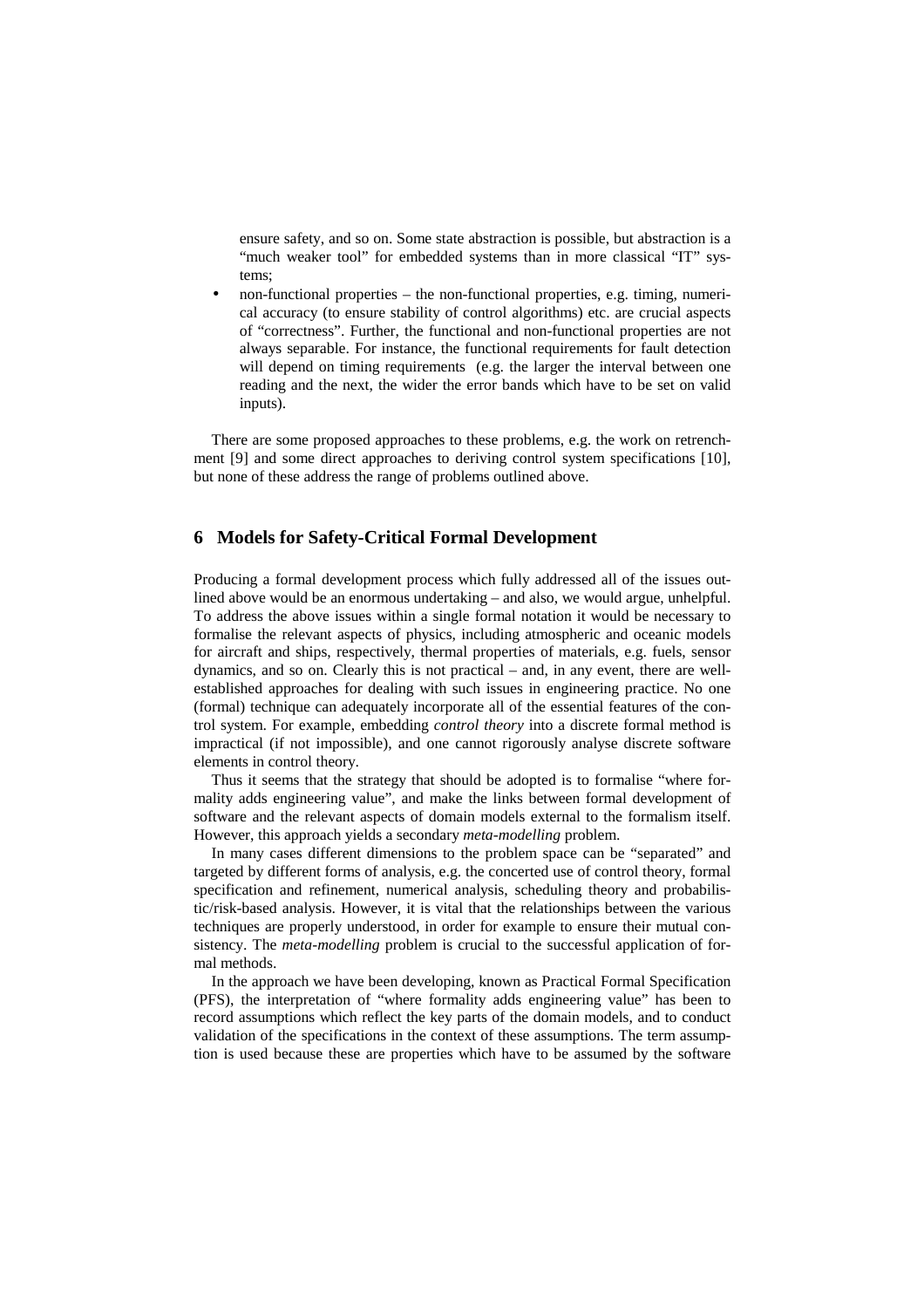ensure safety, and so on. Some state abstraction is possible, but abstraction is a "much weaker tool" for embedded systems than in more classical "IT" systems;

- non-functional properties – the non-functional properties, e.g. timing, numerical accuracy (to ensure stability of control algorithms) etc. are crucial aspects of "correctness". Further, the functional and non-functional properties are not always separable. For instance, the functional requirements for fault detection will depend on timing requirements (e.g. the larger the interval between one reading and the next, the wider the error bands which have to be set on valid inputs).

There are some proposed approaches to these problems, e.g. the work on retrenchment [9] and some direct approaches to deriving control system specifications [10], but none of these address the range of problems outlined above.

## 6 Models for Safety-Critical Formal Development

Producing a formal development process which fully addressed all of the issues outlined above would be an enormous undertaking – and also, we would argue, unhelpful. To address the above issues within a single formal notation it would be necessary to formalise the relevant aspects of physics, including atmospheric and oceanic models for aircraft and ships, respectively, thermal properties of materials, e.g. fuels, sensor dynamics, and so on. Clearly this is not practical – and, in any event, there are well-established approaches for dealing with such issues in engineering practice. No one (formal) technique can adequately incorporate all of the essential features of the control system. For example, embedding *control theory* into a discrete formal method is impractical (if not impossible), and one cannot rigorously analyse discrete software elements in control theory.

Thus it seems that the strategy that should be adopted is to formalise "where formality adds engineering value", and make the links between formal development of software and the relevant aspects of domain models external to the formalism itself. However, this approach yields a secondary *meta-modelling* problem.

In many cases different dimensions to the problem space can be "separated" and targeted by different forms of analysis, e.g. the concerted use of control theory, formal specification and refinement, numerical analysis, scheduling theory and probabilistic/risk-based analysis. However, it is vital that the relationships between the various techniques are properly understood, in order for example to ensure their mutual consistency. The *meta-modelling* problem is crucial to the successful application of formal methods.

In the approach we have been developing, known as Practical Formal Specification (PFS), the interpretation of "where formality adds engineering value" has been to record assumptions which reflect the key parts of the domain models, and to conduct validation of the specifications in the context of these assumptions. The term assumption is used because these are properties which have to be assumed by the software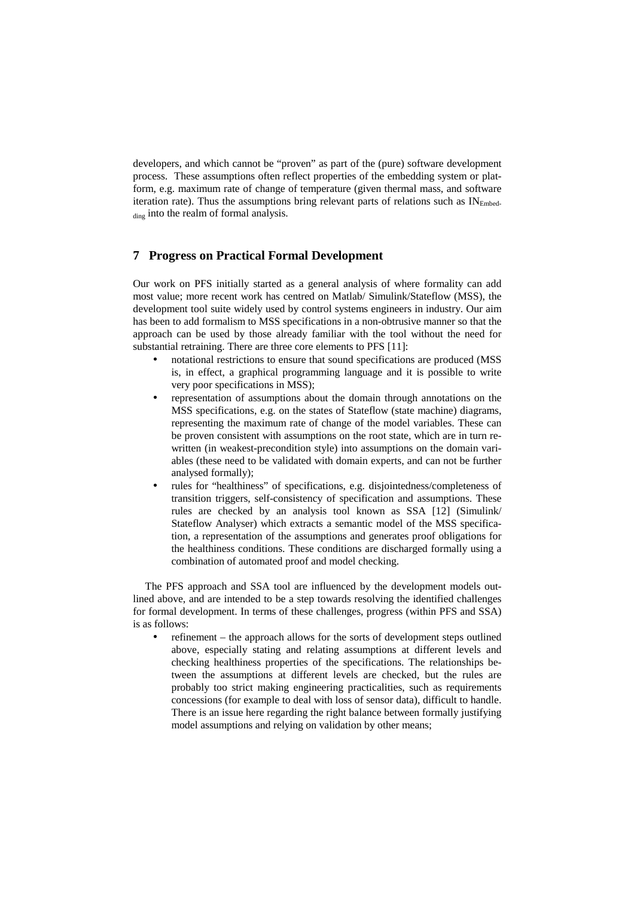developers, and which cannot be "proven" as part of the (pure) software development process. These assumptions often reflect properties of the embedding system or platform, e.g. maximum rate of change of temperature (given thermal mass, and software iteration rate). Thus the assumptions bring relevant parts of relations such as $IN_{Embedding}$ into the realm of formal analysis.

## 7 Progress on Practical Formal Development

Our work on PFS initially started as a general analysis of where formality can add most value; more recent work has centred on Matlab/ Simulink/Stateflow (MSS), the development tool suite widely used by control systems engineers in industry. Our aim has been to add formalism to MSS specifications in a non-obtrusive manner so that the approach can be used by those already familiar with the tool without the need for substantial retraining. There are three core elements to PFS [11]:

- notational restrictions to ensure that sound specifications are produced (MSS is, in effect, a graphical programming language and it is possible to write very poor specifications in MSS);
- representation of assumptions about the domain through annotations on the MSS specifications, e.g. on the states of Stateflow (state machine) diagrams, representing the maximum rate of change of the model variables. These can be proven consistent with assumptions on the root state, which are in turn rewritten (in weakest-precondition style) into assumptions on the domain variables (these need to be validated with domain experts, and can not be further analysed formally);
- rules for "healthiness" of specifications, e.g. disjointedness/completeness of transition triggers, self-consistency of specification and assumptions. These rules are checked by an analysis tool known as SSA [12] (Simulink/ Stateflow Analyser) which extracts a semantic model of the MSS specification, a representation of the assumptions and generates proof obligations for the healthiness conditions. These conditions are discharged formally using a combination of automated proof and model checking.

The PFS approach and SSA tool are influenced by the development models outlined above, and are intended to be a step towards resolving the identified challenges for formal development. In terms of these challenges, progress (within PFS and SSA) is as follows:

- refinement – the approach allows for the sorts of development steps outlined above, especially stating and relating assumptions at different levels and checking healthiness properties of the specifications. The relationships between the assumptions at different levels are checked, but the rules are probably too strict making engineering practicalities, such as requirements concessions (for example to deal with loss of sensor data), difficult to handle. There is an issue here regarding the right balance between formally justifying model assumptions and relying on validation by other means;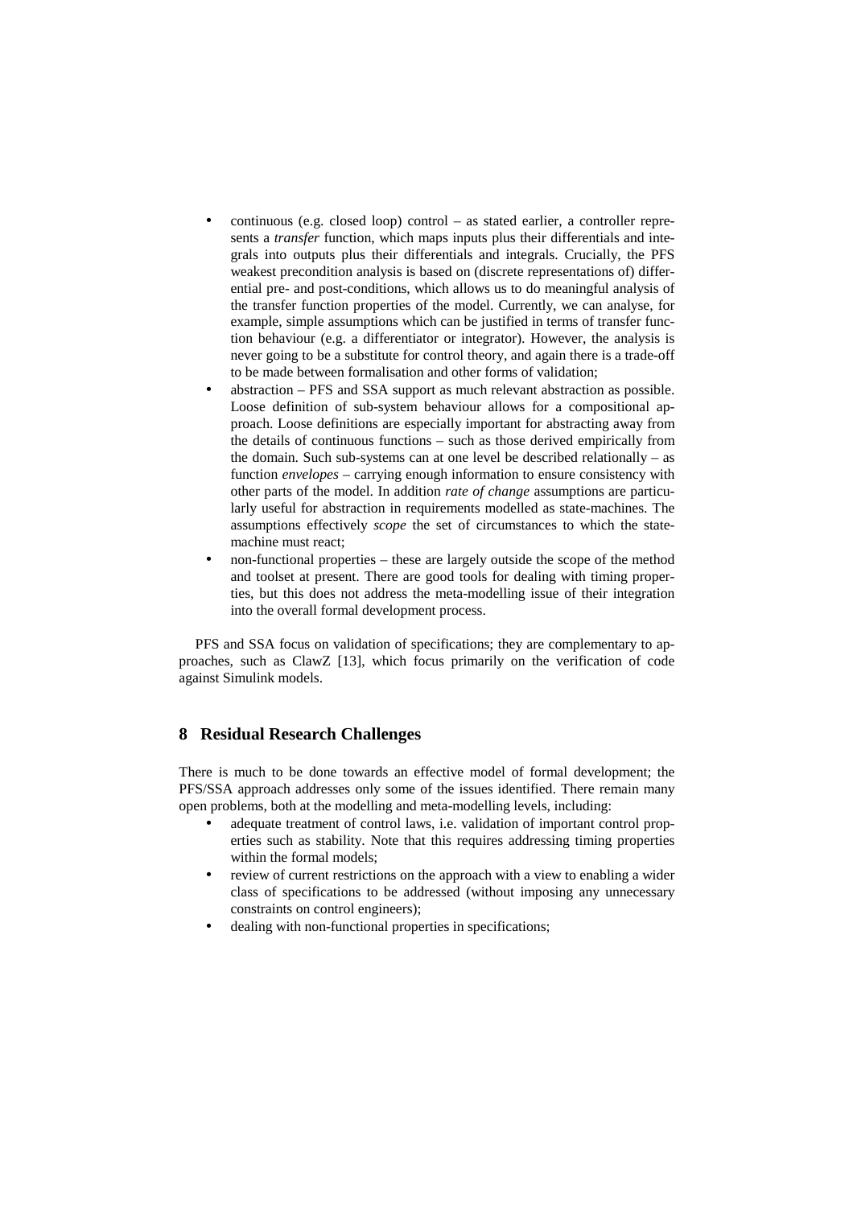- continuous (e.g. closed loop) control – as stated earlier, a controller represents a *transfer* function, which maps inputs plus their differentials and integrals into outputs plus their differentials and integrals. Crucially, the PFS weakest precondition analysis is based on (discrete representations of) differential pre- and post-conditions, which allows us to do meaningful analysis of the transfer function properties of the model. Currently, we can analyse, for example, simple assumptions which can be justified in terms of transfer function behaviour (e.g. a differentiator or integrator). However, the analysis is never going to be a substitute for control theory, and again there is a trade-off to be made between formalisation and other forms of validation;
- abstraction – PFS and SSA support as much relevant abstraction as possible. Loose definition of sub-system behaviour allows for a compositional approach. Loose definitions are especially important for abstracting away from the details of continuous functions – such as those derived empirically from the domain. Such sub-systems can at one level be described relationally – as function *envelopes* – carrying enough information to ensure consistency with other parts of the model. In addition *rate of change* assumptions are particularly useful for abstraction in requirements modelled as state-machines. The assumptions effectively *scope* the set of circumstances to which the state-machine must react;
- non-functional properties – these are largely outside the scope of the method and toolset at present. There are good tools for dealing with timing properties, but this does not address the meta-modelling issue of their integration into the overall formal development process.

PFS and SSA focus on validation of specifications; they are complementary to approaches, such as ClawZ [13], which focus primarily on the verification of code against Simulink models.

## 8 Residual Research Challenges

There is much to be done towards an effective model of formal development; the PFS/SSA approach addresses only some of the issues identified. There remain many open problems, both at the modelling and meta-modelling levels, including:

- adequate treatment of control laws, i.e. validation of important control properties such as stability. Note that this requires addressing timing properties within the formal models;
- review of current restrictions on the approach with a view to enabling a wider class of specifications to be addressed (without imposing any unnecessary constraints on control engineers);
- dealing with non-functional properties in specifications;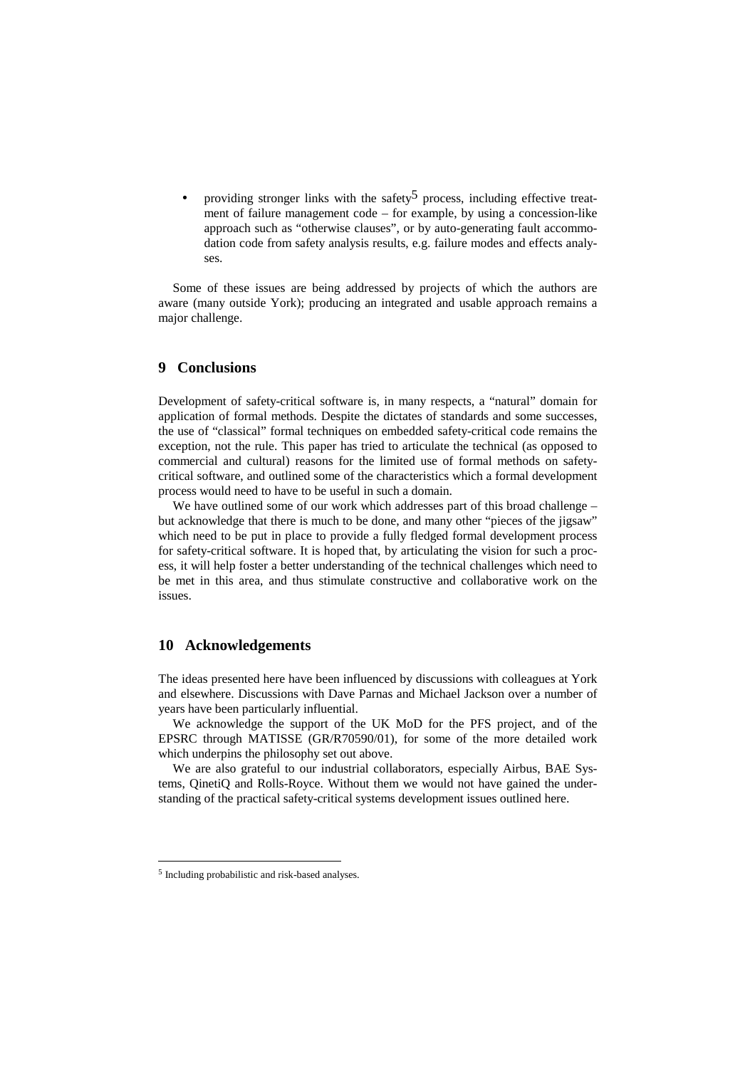- providing stronger links with the safety[5] process, including effective treatment of failure management code – for example, by using a concession-like approach such as "otherwise clauses", or by auto-generating fault accommodation code from safety analysis results, e.g. failure modes and effects analyses.

Some of these issues are being addressed by projects of which the authors are aware (many outside York); producing an integrated and usable approach remains a major challenge.

## 9 Conclusions

Development of safety-critical software is, in many respects, a "natural" domain for application of formal methods. Despite the dictates of standards and some successes, the use of "classical" formal techniques on embedded safety-critical code remains the exception, not the rule. This paper has tried to articulate the technical (as opposed to commercial and cultural) reasons for the limited use of formal methods on safety-critical software, and outlined some of the characteristics which a formal development process would need to have to be useful in such a domain.

We have outlined some of our work which addresses part of this broad challenge – but acknowledge that there is much to be done, and many other "pieces of the jigsaw" which need to be put in place to provide a fully fledged formal development process for safety-critical software. It is hoped that, by articulating the vision for such a process, it will help foster a better understanding of the technical challenges which need to be met in this area, and thus stimulate constructive and collaborative work on the issues.

## 10 Acknowledgements

The ideas presented here have been influenced by discussions with colleagues at York and elsewhere. Discussions with Dave Parnas and Michael Jackson over a number of years have been particularly influential.

We acknowledge the support of the UK MoD for the PFS project, and of the EPSRC through MATISSE (GR/R70590/01), for some of the more detailed work which underpins the philosophy set out above.

We are also grateful to our industrial collaborators, especially Airbus, BAE Systems, QinetiQ and Rolls-Royce. Without them we would not have gained the understanding of the practical safety-critical systems development issues outlined here.

---

[5] Including probabilistic and risk-based analyses.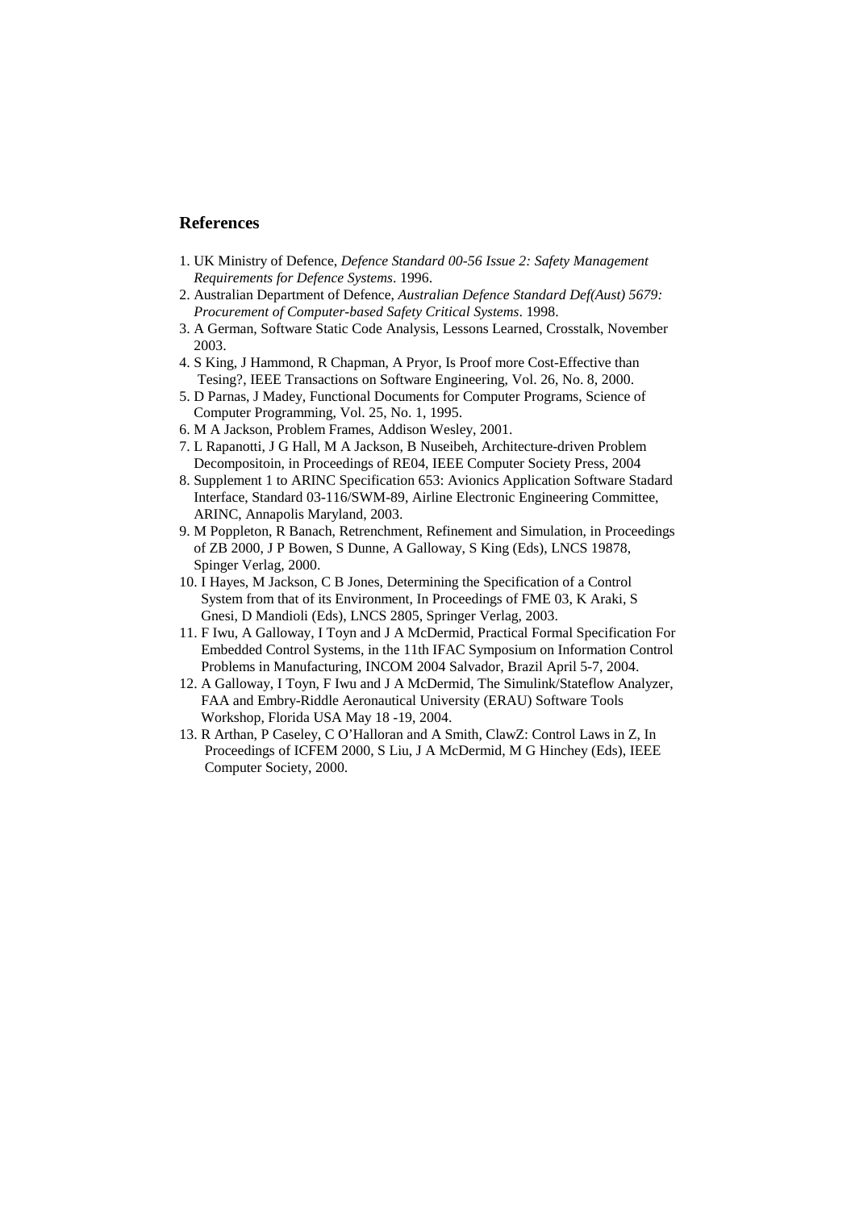## References

1. UK Ministry of Defence, *Defence Standard 00-56 Issue 2: Safety Management Requirements for Defence Systems*. 1996.
2. Australian Department of Defence, *Australian Defence Standard Def(Aust) 5679: Procurement of Computer-based Safety Critical Systems*. 1998.
3. A German, Software Static Code Analysis, Lessons Learned, Crosstalk, November 2003.
4. S King, J Hammond, R Chapman, A Pryor, Is Proof more Cost-Effective than Tesing?, IEEE Transactions on Software Engineering, Vol. 26, No. 8, 2000.
5. D Parnas, J Madey, Functional Documents for Computer Programs, Science of Computer Programming, Vol. 25, No. 1, 1995.
6. M A Jackson, Problem Frames, Addison Wesley, 2001.
7. L Rapanotti, J G Hall, M A Jackson, B Nuseibeh, Architecture-driven Problem Decompositoin, in Proceedings of RE04, IEEE Computer Society Press, 2004
8. Supplement 1 to ARINC Specification 653: Avionics Application Software Stadard Interface, Standard 03-116/SWM-89, Airline Electronic Engineering Committee, ARINC, Annapolis Maryland, 2003.
9. M Poppleton, R Banach, Retrenchment, Refinement and Simulation, in Proceedings of ZB 2000, J P Bowen, S Dunne, A Galloway, S King (Eds), LNCS 19878, Spinger Verlag, 2000.
10. I Hayes, M Jackson, C B Jones, Determining the Specification of a Control System from that of its Environment, In Proceedings of FME 03, K Araki, S Gnesi, D Mandioli (Eds), LNCS 2805, Springer Verlag, 2003.
11. F Iwu, A Galloway, I Toyn and J A McDermid, Practical Formal Specification For Embedded Control Systems, in the 11th IFAC Symposium on Information Control Problems in Manufacturing, INCOM 2004 Salvador, Brazil April 5-7, 2004.
12. A Galloway, I Toyn, F Iwu and J A McDermid, The Simulink/Stateflow Analyzer, FAA and Embry-Riddle Aeronautical University (ERAU) Software Tools Workshop, Florida USA May 18 -19, 2004.
13. R Arthan, P Caseley, C O'Halloran and A Smith, ClawZ: Control Laws in Z, In Proceedings of ICFEM 2000, S Liu, J A McDermid, M G Hinchey (Eds), IEEE Computer Society, 2000.